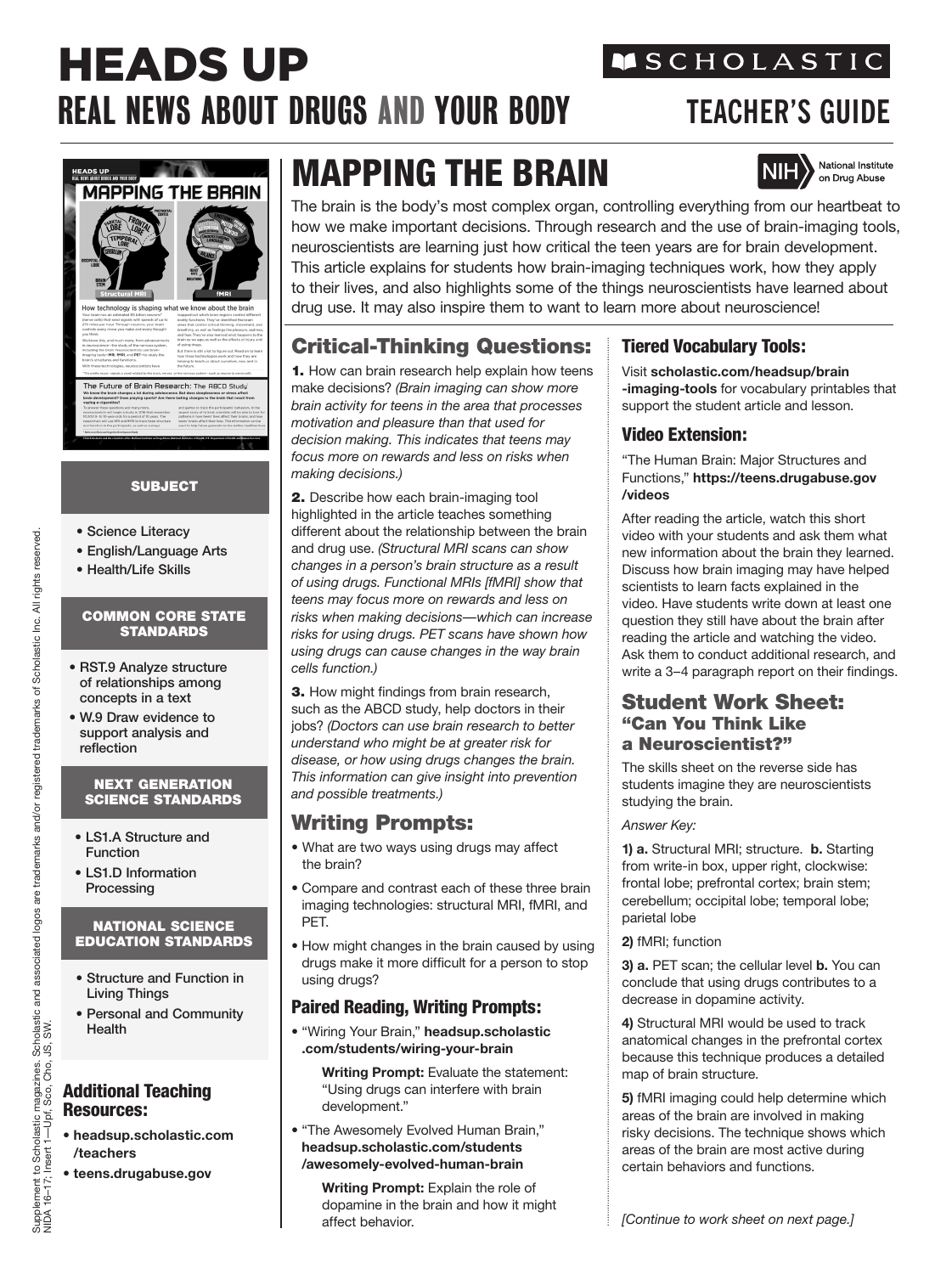# HEADS UP

## REAL NEWS ABOUT DRUGS AND YOUR BODY

SCHOLASTIC

TEACHER'S GUIDE

# MAPPING THE BRAIN

NIH National Institute on Drug Abuse

The brain is the body's most complex organ, controlling everything from our heartbeat to how we make important decisions. Through research and the use of brain-imaging tools, neuroscientists are learning just how critical the teen years are for brain development. This article explains for students how brain-imaging techniques work, how they apply to their lives, and also highlights some of the things neuroscientists have learned about drug use. It may also inspire them to want to learn more about neuroscience!

### SUBJECT

- Science Literacy
- English/Language Arts
- Health/Life Skills

### COMMON CORE STATE STANDARDS

- RST.9 Analyze structure of relationships among concepts in a text
- W.9 Draw evidence to support analysis and reflection

### NEXT GENERATION SCIENCE STANDARDS

- LS1.A Structure and Function
- LS1.D Information Processing

### NATIONAL SCIENCE EDUCATION STANDARDS

- Structure and Function in Living Things
- Personal and Community Health

### Additional Teaching Resources:

- **headsup.scholastic.com/teachers**
- **teens.drugabuse.gov**

## Critical-Thinking Questions:

**1.** How can brain research help explain how teens make decisions? *(Brain imaging can show more brain activity for teens in the area that processes motivation and pleasure than that used for decision making. This indicates that teens may focus more on rewards and less on risks when making decisions.)*

**2.** Describe how each brain-imaging tool highlighted in the article teaches something different about the relationship between the brain and drug use. *(Structural MRI scans can show changes in a person's brain structure as a result of using drugs. Functional MRIs [fMRI] show that teens may focus more on rewards and less on risks when making decisions—which can increase risks for using drugs. PET scans have shown how using drugs can cause changes in the way brain cells function.)*

**3.** How might findings from brain research, such as the ABCD study, help doctors in their jobs? *(Doctors can use brain research to better understand who might be at greater risk for disease, or how using drugs changes the brain. This information can give insight into prevention and possible treatments.)*

## Writing Prompts:

- What are two ways using drugs may affect the brain?
- Compare and contrast each of these three brain imaging technologies: structural MRI, fMRI, and PET.
- How might changes in the brain caused by using drugs make it more difficult for a person to stop using drugs?

### Paired Reading, Writing Prompts:

- "Wiring Your Brain," **headsup.scholastic.com/students/wiring-your-brain**

  **Writing Prompt:** Evaluate the statement: "Using drugs can interfere with brain development."

- "The Awesomely Evolved Human Brain," **headsup.scholastic.com/students/awesomely-evolved-human-brain**

  **Writing Prompt:** Explain the role of dopamine in the brain and how it might affect behavior.

### Tiered Vocabulary Tools:

Visit **scholastic.com/headsup/brain-imaging-tools** for vocabulary printables that support the student article and lesson.

### Video Extension:

"The Human Brain: Major Structures and Functions," **https://teens.drugabuse.gov/videos**

After reading the article, watch this short video with your students and ask them what new information about the brain they learned. Discuss how brain imaging may have helped scientists to learn facts explained in the video. Have students write down at least one question they still have about the brain after reading the article and watching the video. Ask them to conduct additional research, and write a 3–4 paragraph report on their findings.

## Student Work Sheet: "Can You Think Like a Neuroscientist?"

The skills sheet on the reverse side has students imagine they are neuroscientists studying the brain.

*Answer Key:*

**1) a.** Structural MRI; structure. **b.** Starting from write-in box, upper right, clockwise: frontal lobe; prefrontal cortex; brain stem; cerebellum; occipital lobe; temporal lobe; parietal lobe

**2)** fMRI; function

**3) a.** PET scan; the cellular level **b.** You can conclude that using drugs contributes to a decrease in dopamine activity.

**4)** Structural MRI would be used to track anatomical changes in the prefrontal cortex because this technique produces a detailed map of brain structure.

**5)** fMRI imaging could help determine which areas of the brain are involved in making risky decisions. The technique shows which areas of the brain are most active during certain behaviors and functions.

*[Continue to work sheet on next page.]*

Supplement to Scholastic magazines. Scholastic and associated logos are trademarks and/or registered trademarks of Scholastic Inc. All rights reserved. NIDA 16-17, Insert 1—Upf, Sco, Cho, JS, SW.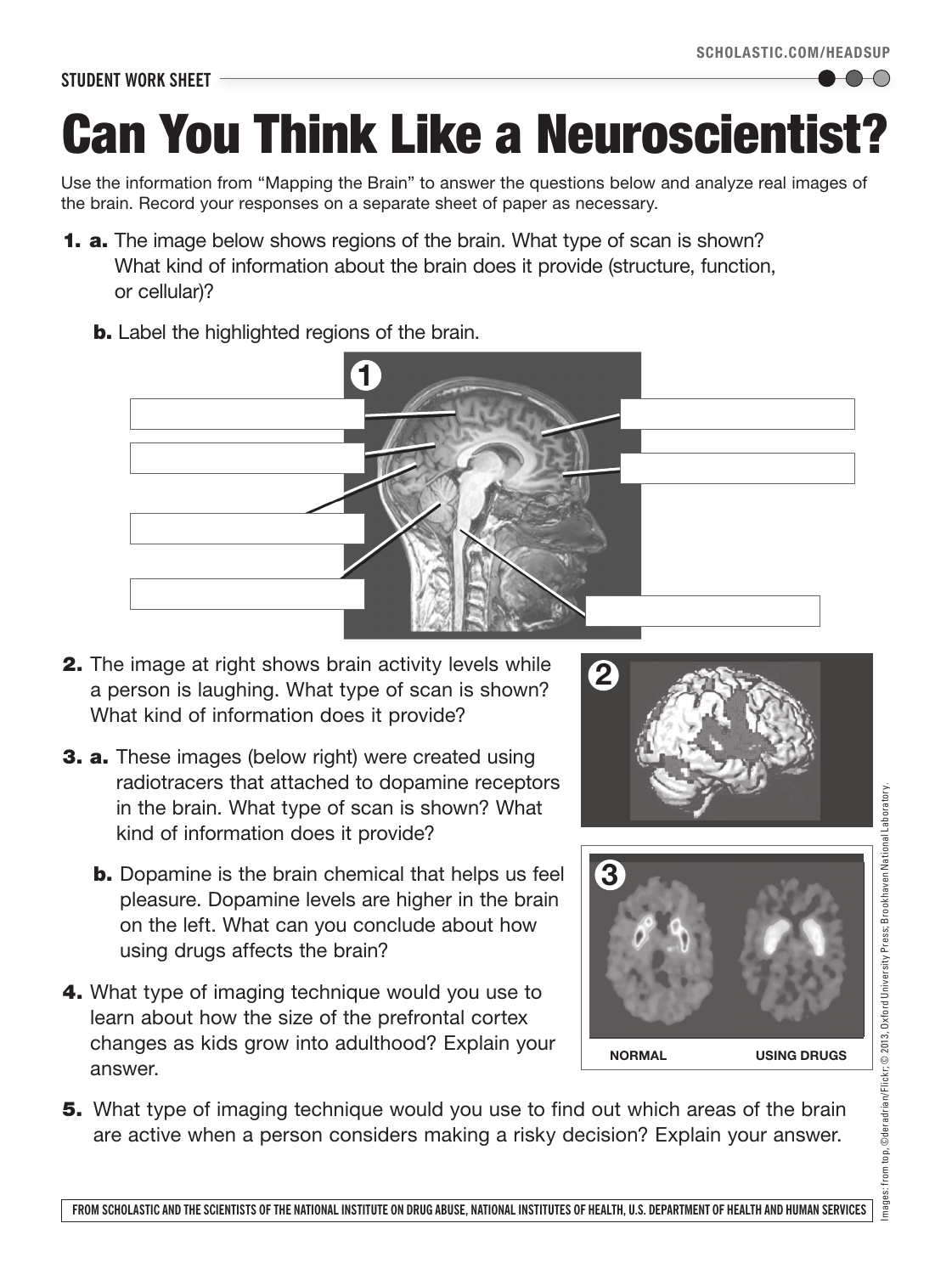STUDENT WORK SHEET

# Can You Think Like a Neuroscientist?

Use the information from "Mapping the Brain" to answer the questions below and analyze real images of the brain. Record your responses on a separate sheet of paper as necessary.

**1. a.** The image below shows regions of the brain. What type of scan is shown? What kind of information about the brain does it provide (structure, function, or cellular)?

**b.** Label the highlighted regions of the brain.

1

**2.** The image at right shows brain activity levels while a person is laughing. What type of scan is shown? What kind of information does it provide?

2

**3. a.** These images (below right) were created using radiotracers that attached to dopamine receptors in the brain. What type of scan is shown? What kind of information does it provide?

**b.** Dopamine is the brain chemical that helps us feel pleasure. Dopamine levels are higher in the brain on the left. What can you conclude about how using drugs affects the brain?

3

NORMAL

USING DRUGS

**4.** What type of imaging technique would you use to learn about how the size of the prefrontal cortex changes as kids grow into adulthood? Explain your answer.

**5.** What type of imaging technique would you use to find out which areas of the brain are active when a person considers making a risky decision? Explain your answer.

Images: from top, ©deradrian/Flickr; © 2013, Oxford University Press; Brookhaven National Laboratory.

FROM SCHOLASTIC AND THE SCIENTISTS OF THE NATIONAL INSTITUTE ON DRUG ABUSE, NATIONAL INSTITUTES OF HEALTH, U.S. DEPARTMENT OF HEALTH AND HUMAN SERVICES